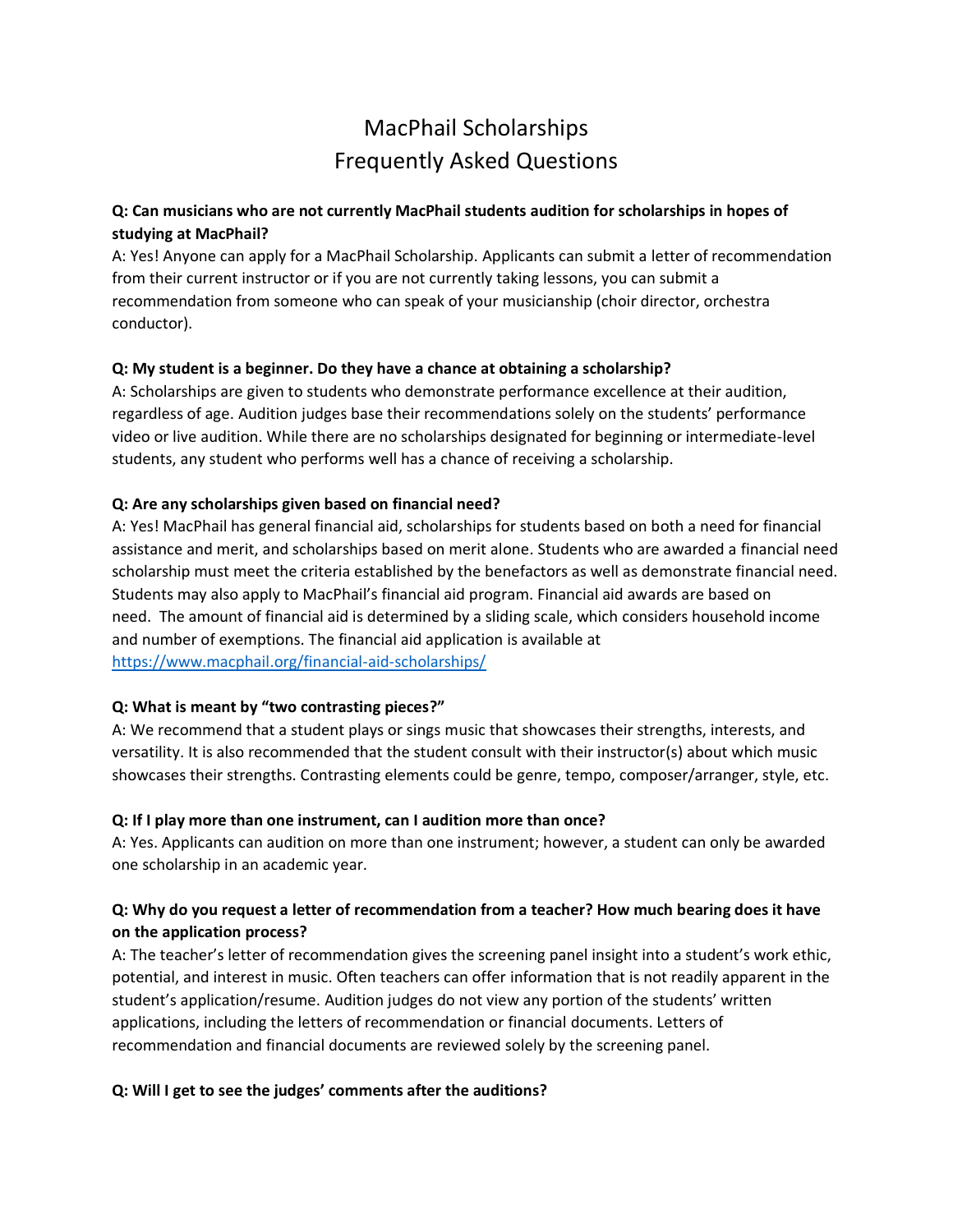# MacPhail Scholarships
# Frequently Asked Questions

**Q: Can musicians who are not currently MacPhail students audition for scholarships in hopes of studying at MacPhail?**

A: Yes! Anyone can apply for a MacPhail Scholarship. Applicants can submit a letter of recommendation from their current instructor or if you are not currently taking lessons, you can submit a recommendation from someone who can speak of your musicianship (choir director, orchestra conductor).

**Q: My student is a beginner. Do they have a chance at obtaining a scholarship?**

A: Scholarships are given to students who demonstrate performance excellence at their audition, regardless of age. Audition judges base their recommendations solely on the students' performance video or live audition. While there are no scholarships designated for beginning or intermediate-level students, any student who performs well has a chance of receiving a scholarship.

**Q: Are any scholarships given based on financial need?**

A: Yes! MacPhail has general financial aid, scholarships for students based on both a need for financial assistance and merit, and scholarships based on merit alone. Students who are awarded a financial need scholarship must meet the criteria established by the benefactors as well as demonstrate financial need. Students may also apply to MacPhail's financial aid program. Financial aid awards are based on need. The amount of financial aid is determined by a sliding scale, which considers household income and number of exemptions. The financial aid application is available at https://www.macphail.org/financial-aid-scholarships/

**Q: What is meant by "two contrasting pieces?"**

A: We recommend that a student plays or sings music that showcases their strengths, interests, and versatility. It is also recommended that the student consult with their instructor(s) about which music showcases their strengths. Contrasting elements could be genre, tempo, composer/arranger, style, etc.

**Q: If I play more than one instrument, can I audition more than once?**

A: Yes. Applicants can audition on more than one instrument; however, a student can only be awarded one scholarship in an academic year.

**Q: Why do you request a letter of recommendation from a teacher? How much bearing does it have on the application process?**

A: The teacher's letter of recommendation gives the screening panel insight into a student's work ethic, potential, and interest in music. Often teachers can offer information that is not readily apparent in the student's application/resume. Audition judges do not view any portion of the students' written applications, including the letters of recommendation or financial documents. Letters of recommendation and financial documents are reviewed solely by the screening panel.

**Q: Will I get to see the judges' comments after the auditions?**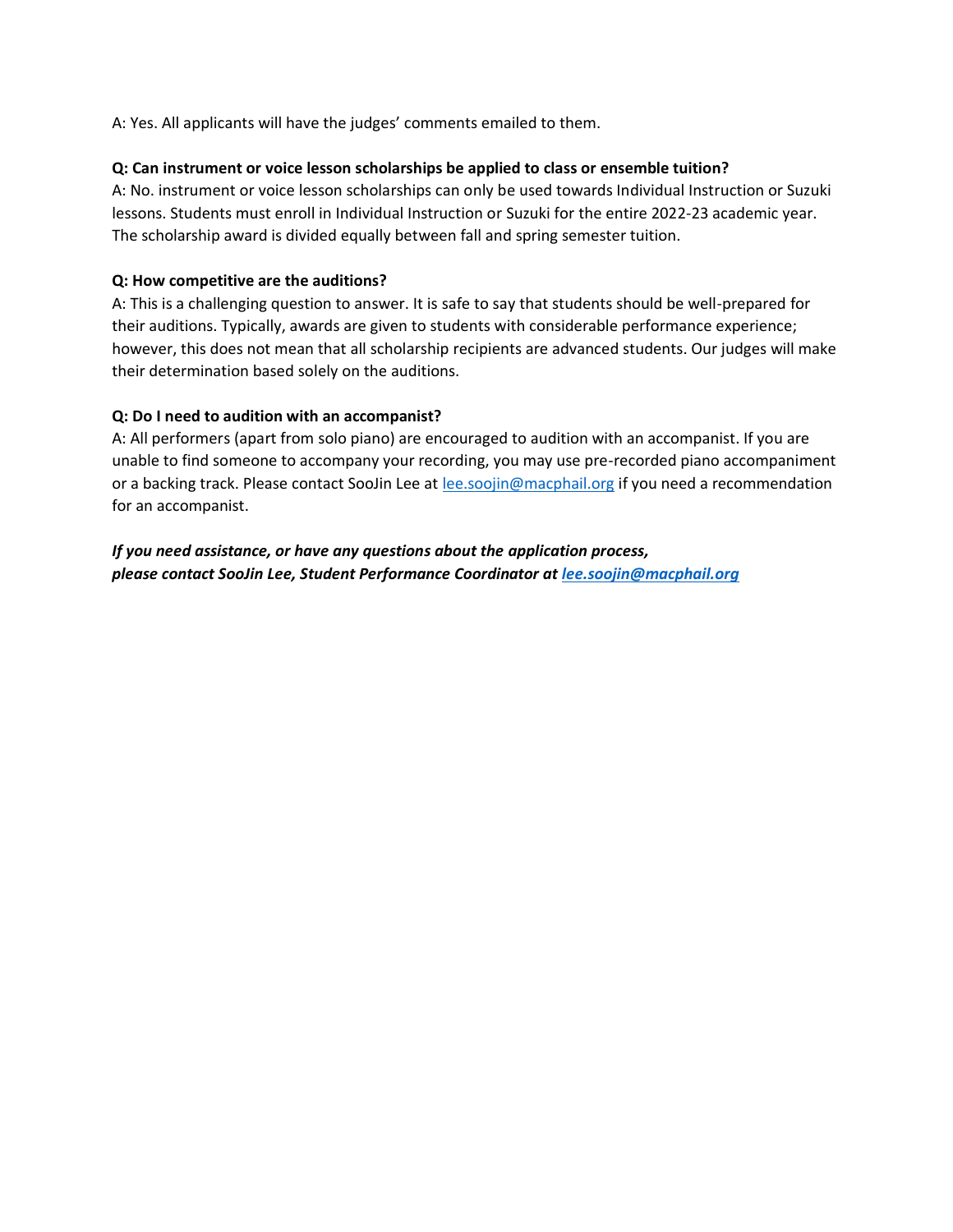A: Yes. All applicants will have the judges' comments emailed to them.

**Q: Can instrument or voice lesson scholarships be applied to class or ensemble tuition?**
A: No. instrument or voice lesson scholarships can only be used towards Individual Instruction or Suzuki lessons. Students must enroll in Individual Instruction or Suzuki for the entire 2022-23 academic year. The scholarship award is divided equally between fall and spring semester tuition.

**Q: How competitive are the auditions?**
A: This is a challenging question to answer. It is safe to say that students should be well-prepared for their auditions. Typically, awards are given to students with considerable performance experience; however, this does not mean that all scholarship recipients are advanced students. Our judges will make their determination based solely on the auditions.

**Q: Do I need to audition with an accompanist?**
A: All performers (apart from solo piano) are encouraged to audition with an accompanist. If you are unable to find someone to accompany your recording, you may use pre-recorded piano accompaniment or a backing track. Please contact SooJin Lee at [lee.soojin@macphail.org](mailto:lee.soojin@macphail.org) if you need a recommendation for an accompanist.

***If you need assistance, or have any questions about the application process, please contact SooJin Lee, Student Performance Coordinator at [lee.soojin@macphail.org](mailto:lee.soojin@macphail.org)***